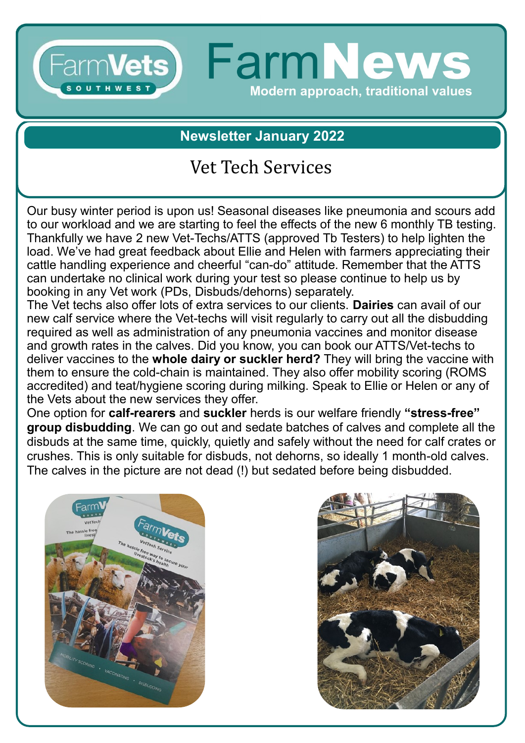# FarmNews

**Modern approach, traditional values**

## Newsletter January 2022

## Vet Tech Services

Our busy winter period is upon us! Seasonal diseases like pneumonia and scours add to our workload and we are starting to feel the effects of the new 6 monthly TB testing. Thankfully we have 2 new Vet-Techs/ATTS (approved Tb Testers) to help lighten the load. We've had great feedback about Ellie and Helen with farmers appreciating their cattle handling experience and cheerful "can-do" attitude. Remember that the ATTS can undertake no clinical work during your test so please continue to help us by booking in any Vet work (PDs, Disbuds/dehorns) separately.

The Vet techs also offer lots of extra services to our clients. **Dairies** can avail of our new calf service where the Vet-techs will visit regularly to carry out all the disbudding required as well as administration of any pneumonia vaccines and monitor disease and growth rates in the calves. Did you know, you can book our ATTS/Vet-techs to deliver vaccines to the **whole dairy or suckler herd?** They will bring the vaccine with them to ensure the cold-chain is maintained. They also offer mobility scoring (ROMS accredited) and teat/hygiene scoring during milking. Speak to Ellie or Helen or any of the Vets about the new services they offer.

One option for **calf-rearers** and **suckler** herds is our welfare friendly **"stress-free" group disbudding**. We can go out and sedate batches of calves and complete all the disbuds at the same time, quickly, quietly and safely without the need for calf crates or crushes. This is only suitable for disbuds, not dehorns, so ideally 1 month-old calves. The calves in the picture are not dead (!) but sedated before being disbudded.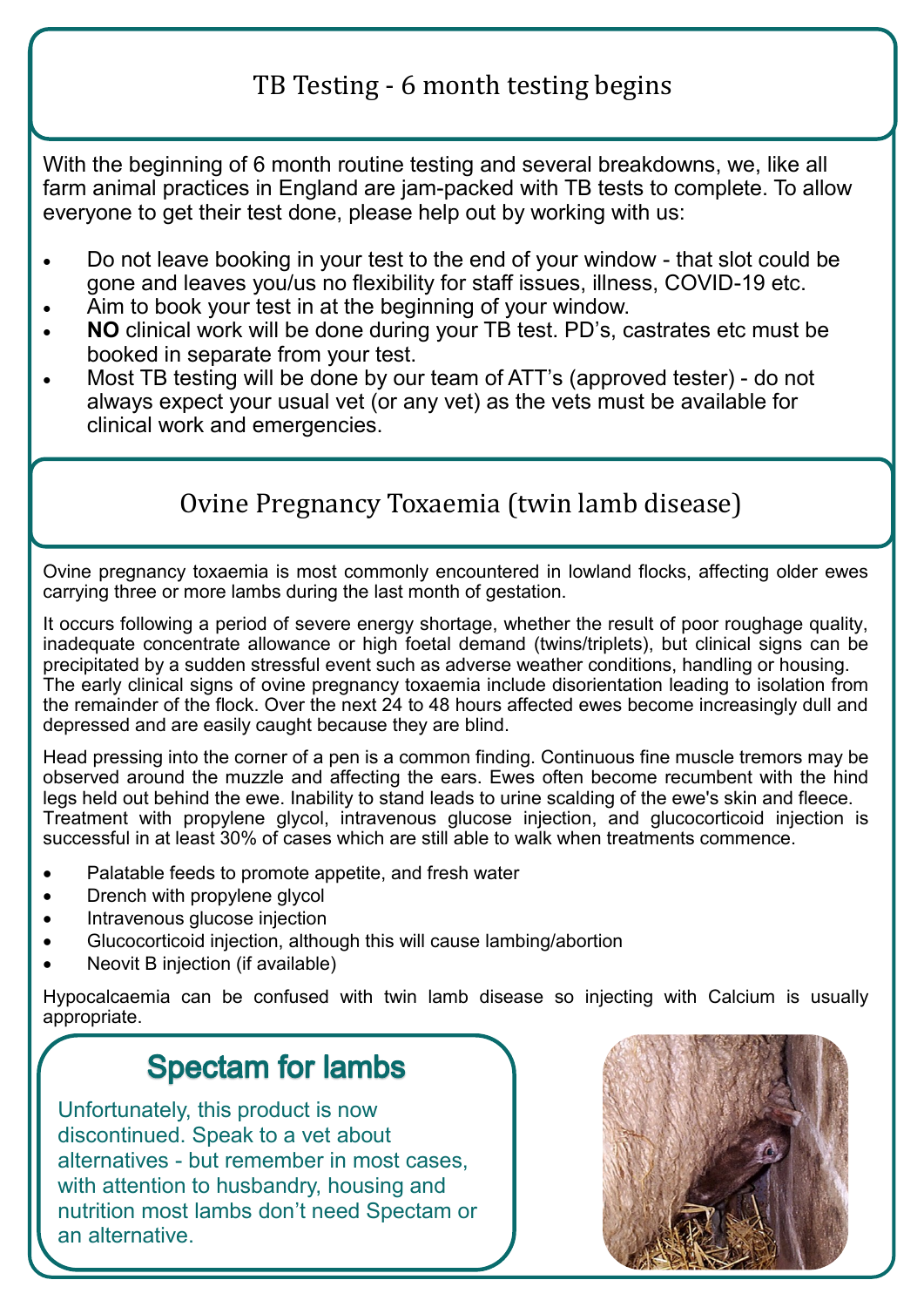## TB Testing - 6 month testing begins

With the beginning of 6 month routine testing and several breakdowns, we, like all farm animal practices in England are jam-packed with TB tests to complete. To allow everyone to get their test done, please help out by working with us:

- Do not leave booking in your test to the end of your window - that slot could be gone and leaves you/us no flexibility for staff issues, illness, COVID-19 etc.
- Aim to book your test in at the beginning of your window.
- **NO** clinical work will be done during your TB test. PD's, castrates etc must be booked in separate from your test.
- Most TB testing will be done by our team of ATT's (approved tester) - do not always expect your usual vet (or any vet) as the vets must be available for clinical work and emergencies.

## Ovine Pregnancy Toxaemia (twin lamb disease)

Ovine pregnancy toxaemia is most commonly encountered in lowland flocks, affecting older ewes carrying three or more lambs during the last month of gestation.

It occurs following a period of severe energy shortage, whether the result of poor roughage quality, inadequate concentrate allowance or high foetal demand (twins/triplets), but clinical signs can be precipitated by a sudden stressful event such as adverse weather conditions, handling or housing. The early clinical signs of ovine pregnancy toxaemia include disorientation leading to isolation from the remainder of the flock. Over the next 24 to 48 hours affected ewes become increasingly dull and depressed and are easily caught because they are blind.

Head pressing into the corner of a pen is a common finding. Continuous fine muscle tremors may be observed around the muzzle and affecting the ears. Ewes often become recumbent with the hind legs held out behind the ewe. Inability to stand leads to urine scalding of the ewe's skin and fleece. Treatment with propylene glycol, intravenous glucose injection, and glucocorticoid injection is successful in at least 30% of cases which are still able to walk when treatments commence.

- Palatable feeds to promote appetite, and fresh water
- Drench with propylene glycol
- Intravenous glucose injection
- Glucocorticoid injection, although this will cause lambing/abortion
- Neovit B injection (if available)

Hypocalcaemia can be confused with twin lamb disease so injecting with Calcium is usually appropriate.

## Spectam for lambs

Unfortunately, this product is now discontinued. Speak to a vet about alternatives - but remember in most cases, with attention to husbandry, housing and nutrition most lambs don't need Spectam or an alternative.